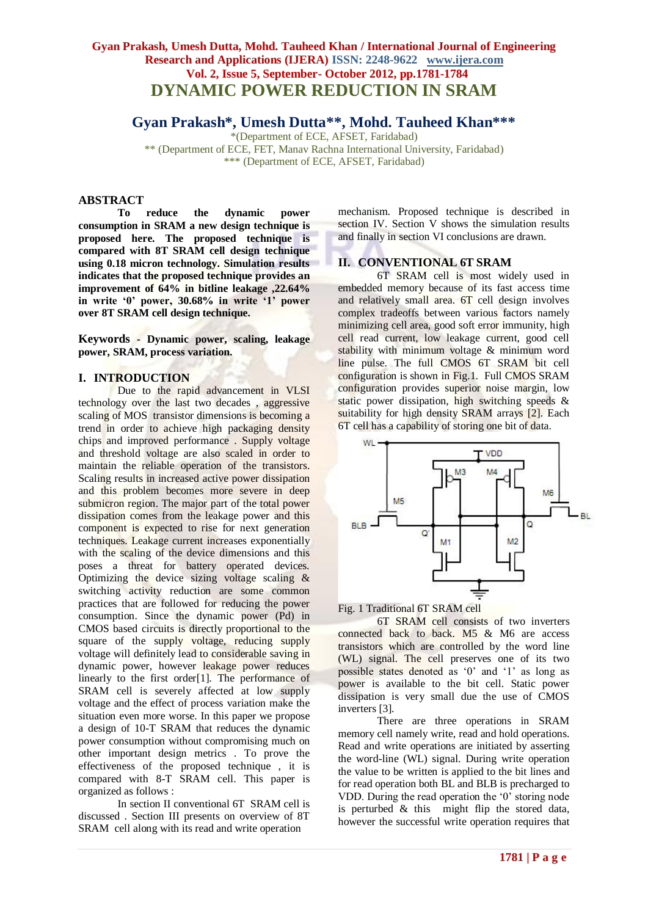# DYNAMIC POWER REDUCTION IN SRAM

## Gyan Prakash*, Umesh Dutta**, Mohd. Tauheed Khan***

*(Department of ECE, AFSET, Faridabad)
** (Department of ECE, FET, Manav Rachna International University, Faridabad)
*** (Department of ECE, AFSET, Faridabad)

## ABSTRACT

**To reduce the dynamic power consumption in SRAM a new design technique is proposed here. The proposed technique is compared with 8T SRAM cell design technique using 0.18 micron technology. Simulation results indicates that the proposed technique provides an improvement of 64% in bitline leakage ,22.64% in write '0' power, 30.68% in write '1' power over 8T SRAM cell design technique.**

**Keywords - Dynamic power, scaling, leakage power, SRAM, process variation.**

## I. INTRODUCTION

Due to the rapid advancement in VLSI technology over the last two decades , aggressive scaling of MOS transistor dimensions is becoming a trend in order to achieve high packaging density chips and improved performance . Supply voltage and threshold voltage are also scaled in order to maintain the reliable operation of the transistors. Scaling results in increased active power dissipation and this problem becomes more severe in deep submicron region. The major part of the total power dissipation comes from the leakage power and this component is expected to rise for next generation techniques. Leakage current increases exponentially with the scaling of the device dimensions and this poses a threat for battery operated devices. Optimizing the device sizing voltage scaling & switching activity reduction are some common practices that are followed for reducing the power consumption. Since the dynamic power (Pd) in CMOS based circuits is directly proportional to the square of the supply voltage, reducing supply voltage will definitely lead to considerable saving in dynamic power, however leakage power reduces linearly to the first order[1]. The performance of SRAM cell is severely affected at low supply voltage and the effect of process variation make the situation even more worse. In this paper we propose a design of 10-T SRAM that reduces the dynamic power consumption without compromising much on other important design metrics . To prove the effectiveness of the proposed technique , it is compared with 8-T SRAM cell. This paper is organized as follows :

In section II conventional 6T SRAM cell is discussed . Section III presents on overview of 8T SRAM cell along with its read and write operation mechanism. Proposed technique is described in section IV. Section V shows the simulation results and finally in section VI conclusions are drawn.

## II. CONVENTIONAL 6T SRAM

6T SRAM cell is most widely used in embedded memory because of its fast access time and relatively small area. 6T cell design involves complex tradeoffs between various factors namely minimizing cell area, good soft error immunity, high cell read current, low leakage current, good cell stability with minimum voltage & minimum word line pulse. The full CMOS 6T SRAM bit cell configuration is shown in Fig.1. Full CMOS SRAM configuration provides superior noise margin, low static power dissipation, high switching speeds & suitability for high density SRAM arrays [2]. Each 6T cell has a capability of storing one bit of data.

Fig. 1 Traditional 6T SRAM cell

6T SRAM cell consists of two inverters connected back to back. M5 & M6 are access transistors which are controlled by the word line (WL) signal. The cell preserves one of its two possible states denoted as '0' and '1' as long as power is available to the bit cell. Static power dissipation is very small due the use of CMOS inverters [3].

There are three operations in SRAM memory cell namely write, read and hold operations. Read and write operations are initiated by asserting the word-line (WL) signal. During write operation the value to be written is applied to the bit lines and for read operation both BL and BLB is precharged to VDD. During the read operation the '0' storing node is perturbed & this might flip the stored data, however the successful write operation requires that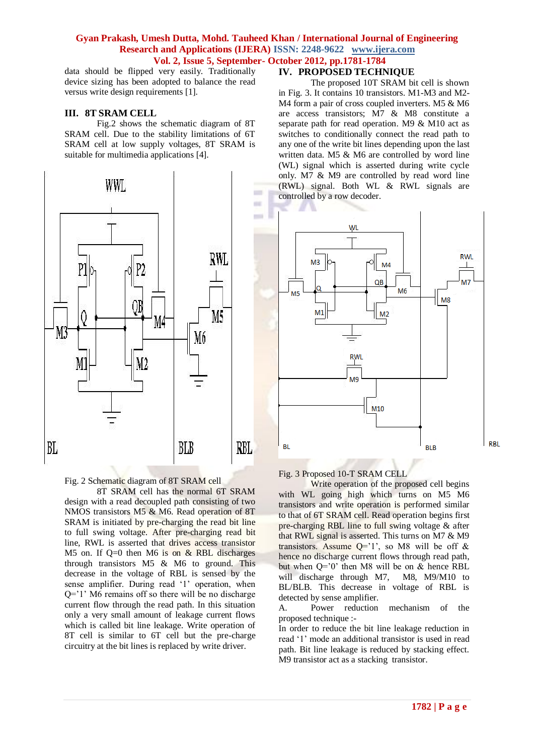data should be flipped very easily. Traditionally device sizing has been adopted to balance the read versus write design requirements [1].

## III. 8T SRAM CELL

Fig.2 shows the schematic diagram of 8T SRAM cell. Due to the stability limitations of 6T SRAM cell at low supply voltages, 8T SRAM is suitable for multimedia applications [4].

Fig. 2 Schematic diagram of 8T SRAM cell

8T SRAM cell has the normal 6T SRAM design with a read decoupled path consisting of two NMOS transistors M5 & M6. Read operation of 8T SRAM is initiated by pre-charging the read bit line to full swing voltage. After pre-charging read bit line, RWL is asserted that drives access transistor M5 on. If Q=0 then M6 is on & RBL discharges through transistors M5 & M6 to ground. This decrease in the voltage of RBL is sensed by the sense amplifier. During read '1' operation, when Q='1' M6 remains off so there will be no discharge current flow through the read path. In this situation only a very small amount of leakage current flows which is called bit line leakage. Write operation of 8T cell is similar to 6T cell but the pre-charge circuitry at the bit lines is replaced by write driver.

## IV. PROPOSED TECHNIQUE

The proposed 10T SRAM bit cell is shown in Fig. 3. It contains 10 transistors. M1-M3 and M2-M4 form a pair of cross coupled inverters. M5 & M6 are access transistors; M7 & M8 constitute a separate path for read operation. M9 & M10 act as switches to conditionally connect the read path to any one of the write bit lines depending upon the last written data. M5 & M6 are controlled by word line (WL) signal which is asserted during write cycle only. M7 & M9 are controlled by read word line (RWL) signal. Both WL & RWL signals are controlled by a row decoder.

Fig. 3 Proposed 10-T SRAM CELL

Write operation of the proposed cell begins with WL going high which turns on M5 M6 transistors and write operation is performed similar to that of 6T SRAM cell. Read operation begins first pre-charging RBL line to full swing voltage & after that RWL signal is asserted. This turns on M7 & M9 transistors. Assume Q='1', so M8 will be off & hence no discharge current flows through read path, but when Q='0' then M8 will be on & hence RBL will discharge through M7, M8, M9/M10 to BL/BLB. This decrease in voltage of RBL is detected by sense amplifier.

A. Power reduction mechanism of the proposed technique :-

In order to reduce the bit line leakage reduction in read '1' mode an additional transistor is used in read path. Bit line leakage is reduced by stacking effect. M9 transistor act as a stacking transistor.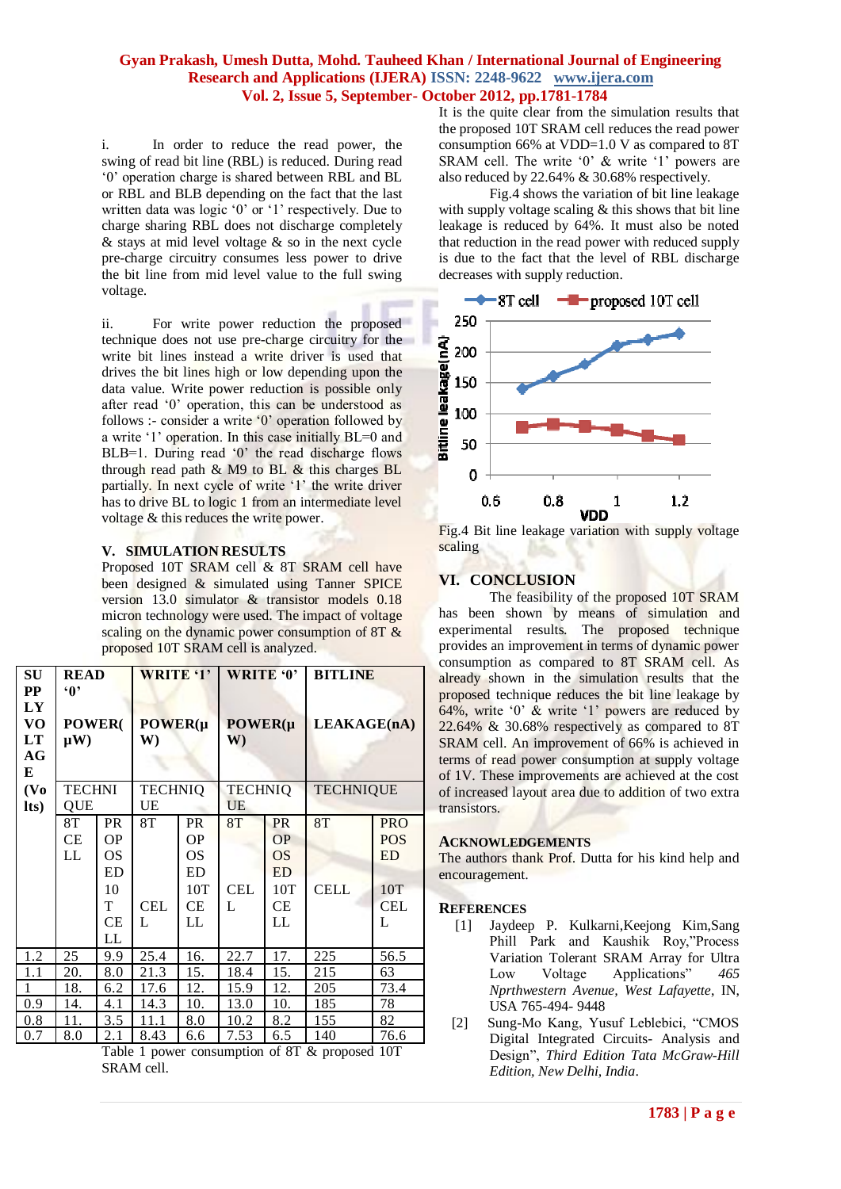i. In order to reduce the read power, the swing of read bit line (RBL) is reduced. During read '0' operation charge is shared between RBL and BL or RBL and BLB depending on the fact that the last written data was logic '0' or '1' respectively. Due to charge sharing RBL does not discharge completely & stays at mid level voltage & so in the next cycle pre-charge circuitry consumes less power to drive the bit line from mid level value to the full swing voltage.

ii. For write power reduction the proposed technique does not use pre-charge circuitry for the write bit lines instead a write driver is used that drives the bit lines high or low depending upon the data value. Write power reduction is possible only after read '0' operation, this can be understood as follows :- consider a write '0' operation followed by a write '1' operation. In this case initially BL=0 and BLB=1. During read '0' the read discharge flows through read path & M9 to BL & this charges BL partially. In next cycle of write '1' the write driver has to drive BL to logic 1 from an intermediate level voltage & this reduces the write power.

## V. SIMULATION RESULTS

Proposed 10T SRAM cell & 8T SRAM cell have been designed & simulated using Tanner SPICE version 13.0 simulator & transistor models 0.18 micron technology were used. The impact of voltage scaling on the dynamic power consumption of 8T & proposed 10T SRAM cell is analyzed.

| SUPPLY VOLTAGE (Volts) | READ '0' POWER(μW) | | WRITE '1' POWER(μW) | | WRITE '0' POWER(μW) | | BITLINE LEAKAGE(nA) | |
|---|---|---|---|---|---|---|---|---|
| | TECHNIQUE | | TECHNIQUE | | TECHNIQUE | | TECHNIQUE | |
| | 8T CELL | PROPOSED 10T CELL | 8T CELL | PROPOSED 10T CELL | 8T CELL | PROPOSED 10T CELL | 8T CELL | PROPOSED 10T CELL |
| 1.2 | 25 | 9.9 | 25.4 | 16. | 22.7 | 17. | 225 | 56.5 |
| 1.1 | 20. | 8.0 | 21.3 | 15. | 18.4 | 15. | 215 | 63 |
| 1 | 18. | 6.2 | 17.6 | 12. | 15.9 | 12. | 205 | 73.4 |
| 0.9 | 14. | 4.1 | 14.3 | 10. | 13.0 | 10. | 185 | 78 |
| 0.8 | 11. | 3.5 | 11.1 | 8.0 | 10.2 | 8.2 | 155 | 82 |
| 0.7 | 8.0 | 2.1 | 8.43 | 6.6 | 7.53 | 6.5 | 140 | 76.6 |

Table 1 power consumption of 8T & proposed 10T SRAM cell.

It is the quite clear from the simulation results that the proposed 10T SRAM cell reduces the read power consumption 66% at VDD=1.0 V as compared to 8T SRAM cell. The write '0' & write '1' powers are also reduced by 22.64% & 30.68% respectively.

Fig.4 shows the variation of bit line leakage with supply voltage scaling & this shows that bit line leakage is reduced by 64%. It must also be noted that reduction in the read power with reduced supply is due to the fact that the level of RBL discharge decreases with supply reduction.

Fig.4 Bit line leakage variation with supply voltage scaling

## VI. CONCLUSION

The feasibility of the proposed 10T SRAM has been shown by means of simulation and experimental results. The proposed technique provides an improvement in terms of dynamic power consumption as compared to 8T SRAM cell. As already shown in the simulation results that the proposed technique reduces the bit line leakage by 64%, write '0' & write '1' powers are reduced by 22.64% & 30.68% respectively as compared to 8T SRAM cell. An improvement of 66% is achieved in terms of read power consumption at supply voltage of 1V. These improvements are achieved at the cost of increased layout area due to addition of two extra transistors.

## ACKNOWLEDGEMENTS

The authors thank Prof. Dutta for his kind help and encouragement.

## REFERENCES

[1] Jaydeep P. Kulkarni,Keejong Kim,Sang Phill Park and Kaushik Roy,"Process Variation Tolerant SRAM Array for Ultra Low Voltage Applications" *465 Nprthwestern Avenue, West Lafayette*, IN, USA 765-494- 9448

[2] Sung-Mo Kang, Yusuf Leblebici, "CMOS Digital Integrated Circuits- Analysis and Design", *Third Edition Tata McGraw-Hill Edition, New Delhi, India*.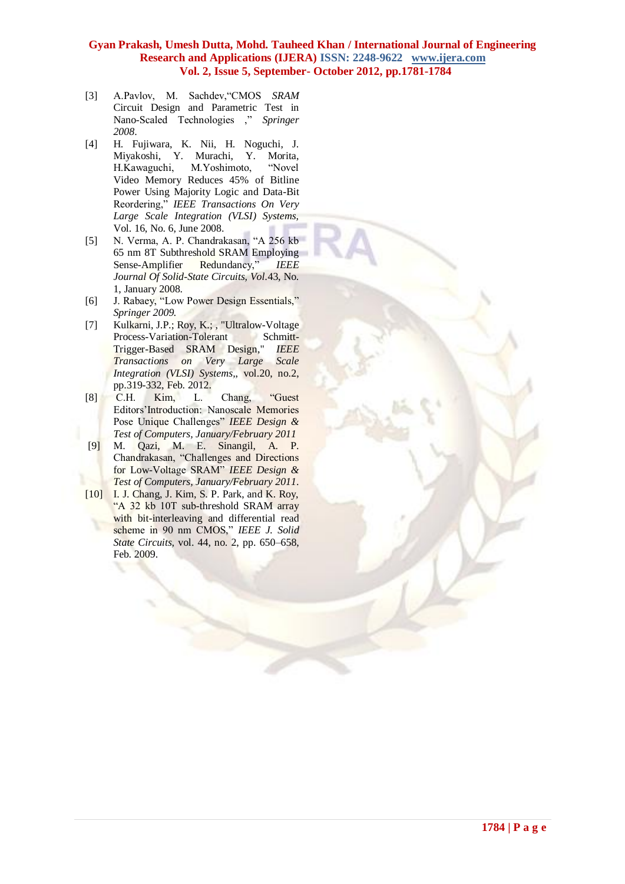[3] A.Pavlov, M. Sachdev,"CMOS *SRAM* Circuit Design and Parametric Test in Nano-Scaled Technologies ," *Springer 2008*.

[4] H. Fujiwara, K. Nii, H. Noguchi, J. Miyakoshi, Y. Murachi, Y. Morita, H.Kawaguchi, M.Yoshimoto, "Novel Video Memory Reduces 45% of Bitline Power Using Majority Logic and Data-Bit Reordering," *IEEE Transactions On Very Large Scale Integration (VLSI) Systems*, Vol. 16, No. 6, June 2008.

[5] N. Verma, A. P. Chandrakasan, "A 256 kb 65 nm 8T Subthreshold SRAM Employing Sense-Amplifier Redundancy," *IEEE Journal Of Solid-State Circuits, Vol.*43, No. 1, January 2008.

[6] J. Rabaey, "Low Power Design Essentials," *Springer 2009.*

[7] Kulkarni, J.P.; Roy, K.; , "Ultralow-Voltage Process-Variation-Tolerant Schmitt-Trigger-Based SRAM Design," *IEEE Transactions on Very Large Scale Integration (VLSI) Systems*,, vol.20, no.2, pp.319-332, Feb. 2012.

[8] C.H. Kim, L. Chang, "Guest Editors'Introduction: Nanoscale Memories Pose Unique Challenges" *IEEE Design & Test of Computers, January/February 2011*

[9] M. Qazi, M. E. Sinangil, A. P. Chandrakasan, "Challenges and Directions for Low-Voltage SRAM" *IEEE Design & Test of Computers, January/February 2011*.

[10] I. J. Chang, J. Kim, S. P. Park, and K. Roy, "A 32 kb 10T sub-threshold SRAM array with bit-interleaving and differential read scheme in 90 nm CMOS," *IEEE J. Solid State Circuits*, vol. 44, no. 2, pp. 650–658, Feb. 2009.